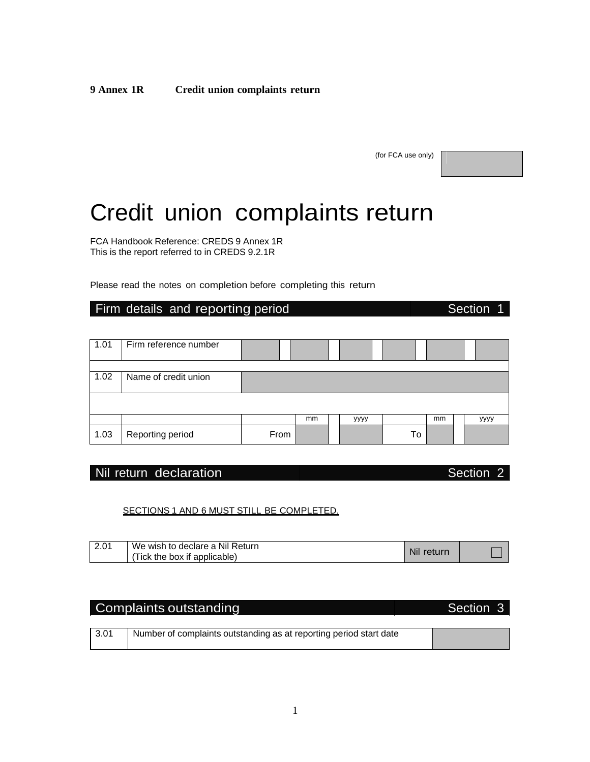**9 Annex 1R Credit union complaints return**

(for FCA use only)

# Credit union complaints return

FCA Handbook Reference: CREDS 9 Annex 1R
This is the report referred to in CREDS 9.2.1R

Please read the notes on completion before completing this return

## Firm details and reporting period — Section 1

| | | | | | |
|---|---|---|---|---|---|
| 1.01 | Firm reference number | | | | |
| 1.02 | Name of credit union | | | | |
| | | | mm / yyyy | | mm / yyyy |
| 1.03 | Reporting period | From | | To | |

## Nil return declaration — Section 2

SECTIONS 1 AND 6 MUST STILL BE COMPLETED.

| | | | |
|---|---|---|---|
| 2.01 | We wish to declare a Nil Return (Tick the box if applicable) | Nil return | ☐ |

## Complaints outstanding — Section 3

| | | |
|---|---|---|
| 3.01 | Number of complaints outstanding as at reporting period start date | |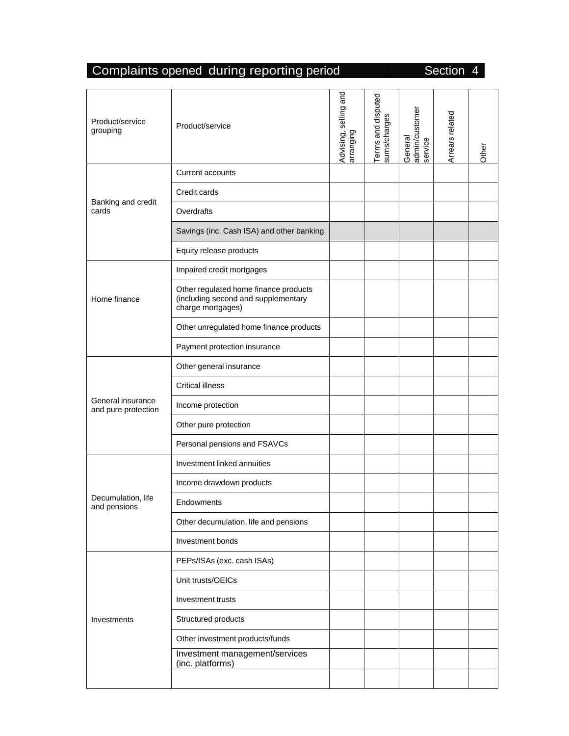## Complaints opened during reporting period — Section 4

| Product/service grouping | Product/service | Advising, selling and arranging | Terms and disputed sums/charges | General admin/customer service | Arrears related | Other |
|---|---|---|---|---|---|---|
| Banking and credit cards | Current accounts | | | | | |
| | Credit cards | | | | | |
| | Overdrafts | | | | | |
| | Savings (inc. Cash ISA) and other banking | | | | | |
| | Equity release products | | | | | |
| Home finance | Impaired credit mortgages | | | | | |
| | Other regulated home finance products (including second and supplementary charge mortgages) | | | | | |
| | Other unregulated home finance products | | | | | |
| | Payment protection insurance | | | | | |
| General insurance and pure protection | Other general insurance | | | | | |
| | Critical illness | | | | | |
| | Income protection | | | | | |
| | Other pure protection | | | | | |
| | Personal pensions and FSAVCs | | | | | |
| Decumulation, life and pensions | Investment linked annuities | | | | | |
| | Income drawdown products | | | | | |
| | Endowments | | | | | |
| | Other decumulation, life and pensions | | | | | |
| | Investment bonds | | | | | |
| Investments | PEPs/ISAs (exc. cash ISAs) | | | | | |
| | Unit trusts/OEICs | | | | | |
| | Investment trusts | | | | | |
| | Structured products | | | | | |
| | Other investment products/funds | | | | | |
| | Investment management/services (inc. platforms) | | | | | |
| | | | | | | |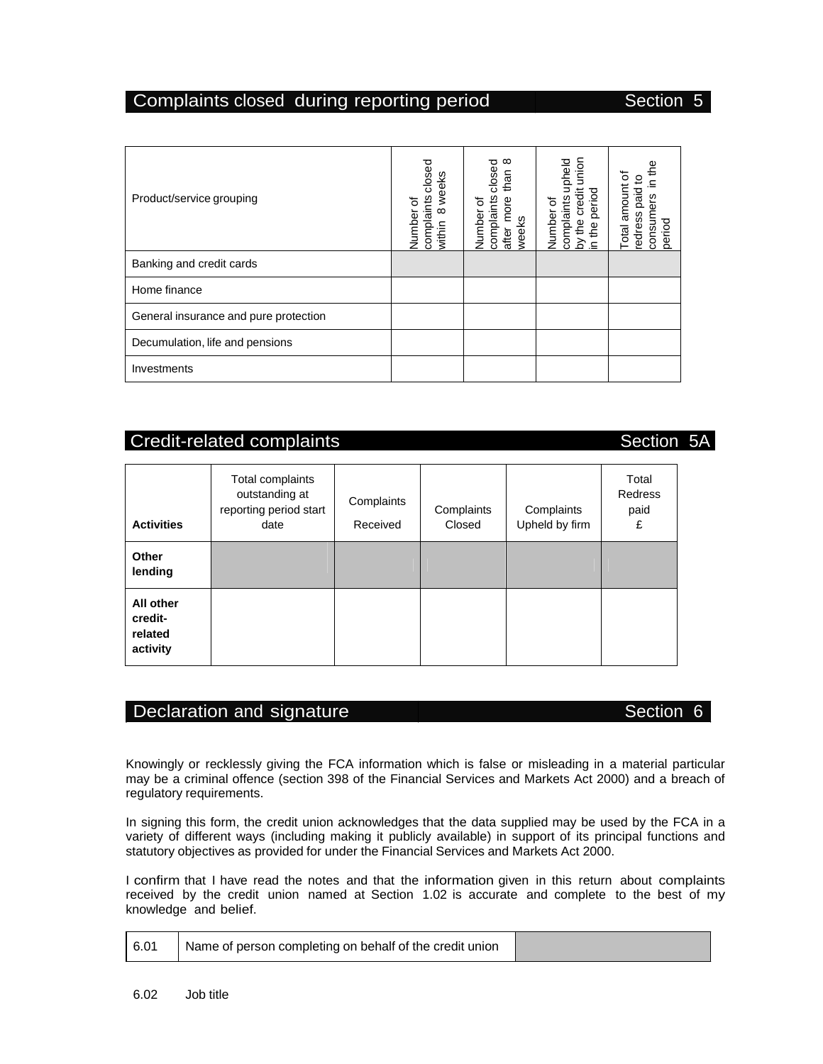## Complaints closed during reporting period — Section 5

| Product/service grouping | Number of complaints closed within 8 weeks | Number of complaints closed after more than 8 weeks | Number of complaints upheld by the credit union in the period | Total amount of redress paid to consumers in the period |
|---|---|---|---|---|
| Banking and credit cards | | | | |
| Home finance | | | | |
| General insurance and pure protection | | | | |
| Decumulation, life and pensions | | | | |
| Investments | | | | |

## Credit-related complaints — Section 5A

| **Activities** | Total complaints outstanding at reporting period start date | Complaints Received | Complaints Closed | Complaints Upheld by firm | Total Redress paid £ |
|---|---|---|---|---|---|
| **Other lending** | | | | | |
| **All other credit-related activity** | | | | | |

## Declaration and signature — Section 6

Knowingly or recklessly giving the FCA information which is false or misleading in a material particular may be a criminal offence (section 398 of the Financial Services and Markets Act 2000) and a breach of regulatory requirements.

In signing this form, the credit union acknowledges that the data supplied may be used by the FCA in a variety of different ways (including making it publicly available) in support of its principal functions and statutory objectives as provided for under the Financial Services and Markets Act 2000.

I confirm that I have read the notes and that the information given in this return about complaints received by the credit union named at Section 1.02 is accurate and complete to the best of my knowledge and belief.

| 6.01 | Name of person completing on behalf of the credit union | |
|---|---|---|

6.02 Job title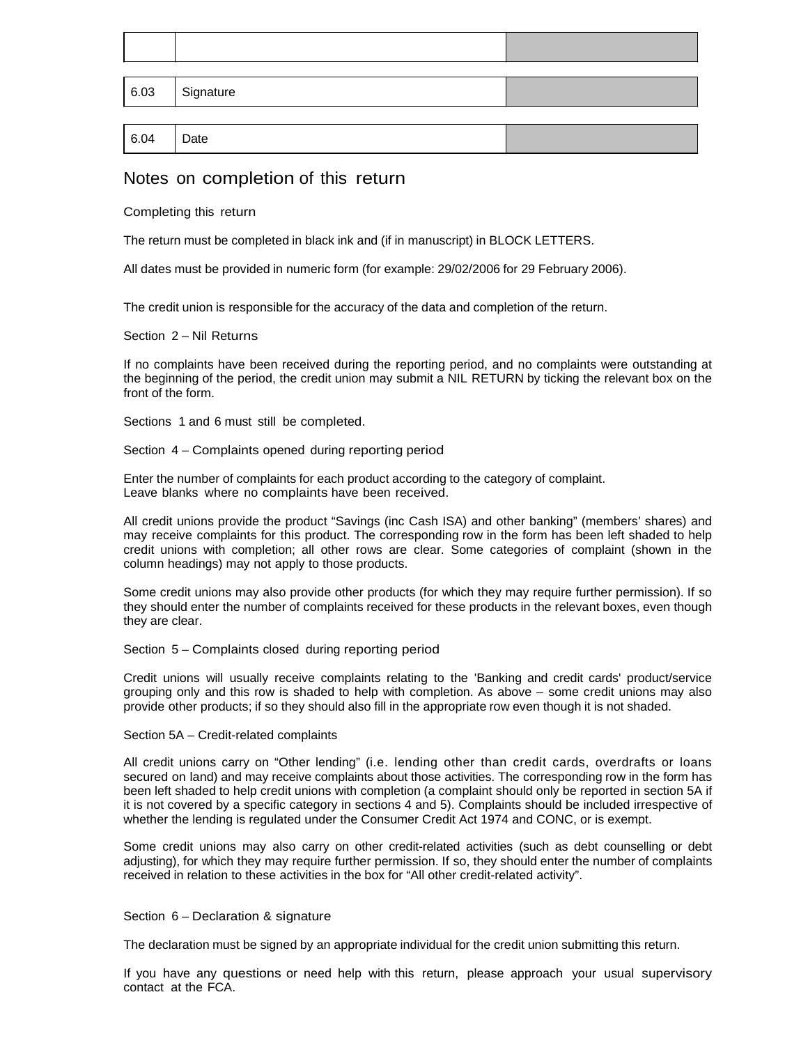| | | |
|---|---|---|
| 6.03 | Signature | |
| 6.04 | Date | |

## Notes on completion of this return

### Completing this return

The return must be completed in black ink and (if in manuscript) in BLOCK LETTERS.

All dates must be provided in numeric form (for example: 29/02/2006 for 29 February 2006).

The credit union is responsible for the accuracy of the data and completion of the return.

### Section 2 – Nil Returns

If no complaints have been received during the reporting period, and no complaints were outstanding at the beginning of the period, the credit union may submit a NIL RETURN by ticking the relevant box on the front of the form.

Sections 1 and 6 must still be completed.

### Section 4 – Complaints opened during reporting period

Enter the number of complaints for each product according to the category of complaint.
Leave blanks where no complaints have been received.

All credit unions provide the product "Savings (inc Cash ISA) and other banking" (members' shares) and may receive complaints for this product. The corresponding row in the form has been left shaded to help credit unions with completion; all other rows are clear. Some categories of complaint (shown in the column headings) may not apply to those products.

Some credit unions may also provide other products (for which they may require further permission). If so they should enter the number of complaints received for these products in the relevant boxes, even though they are clear.

### Section 5 – Complaints closed during reporting period

Credit unions will usually receive complaints relating to the 'Banking and credit cards' product/service grouping only and this row is shaded to help with completion. As above – some credit unions may also provide other products; if so they should also fill in the appropriate row even though it is not shaded.

### Section 5A – Credit-related complaints

All credit unions carry on "Other lending" (i.e. lending other than credit cards, overdrafts or loans secured on land) and may receive complaints about those activities. The corresponding row in the form has been left shaded to help credit unions with completion (a complaint should only be reported in section 5A if it is not covered by a specific category in sections 4 and 5). Complaints should be included irrespective of whether the lending is regulated under the Consumer Credit Act 1974 and CONC, or is exempt.

Some credit unions may also carry on other credit-related activities (such as debt counselling or debt adjusting), for which they may require further permission. If so, they should enter the number of complaints received in relation to these activities in the box for "All other credit-related activity".

### Section 6 – Declaration & signature

The declaration must be signed by an appropriate individual for the credit union submitting this return.

If you have any questions or need help with this return, please approach your usual supervisory contact at the FCA.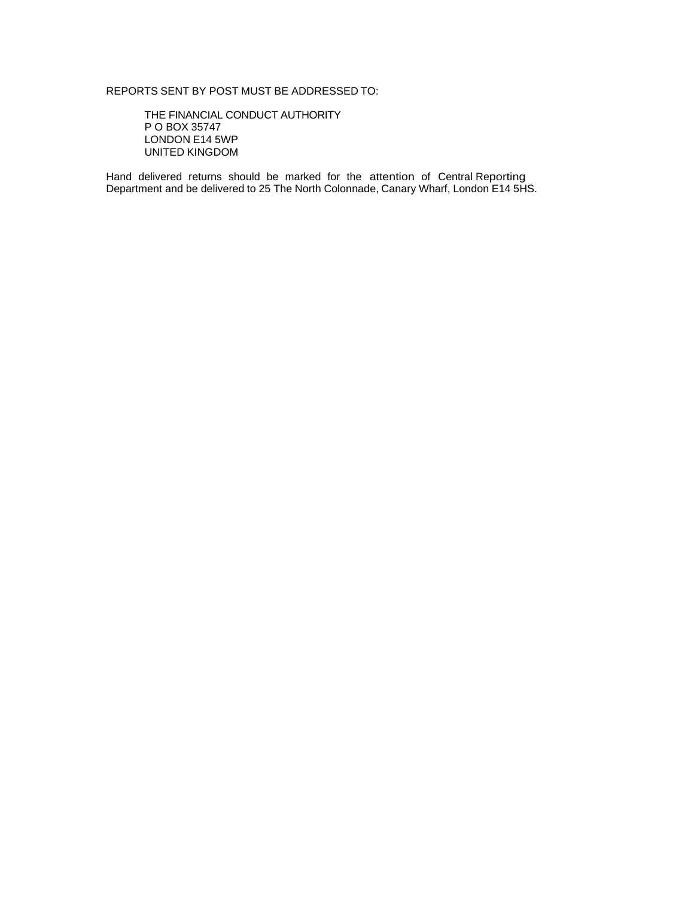REPORTS SENT BY POST MUST BE ADDRESSED TO:

THE FINANCIAL CONDUCT AUTHORITY
P O BOX 35747
LONDON E14 5WP
UNITED KINGDOM

Hand delivered returns should be marked for the attention of Central Reporting Department and be delivered to 25 The North Colonnade, Canary Wharf, London E14 5HS.